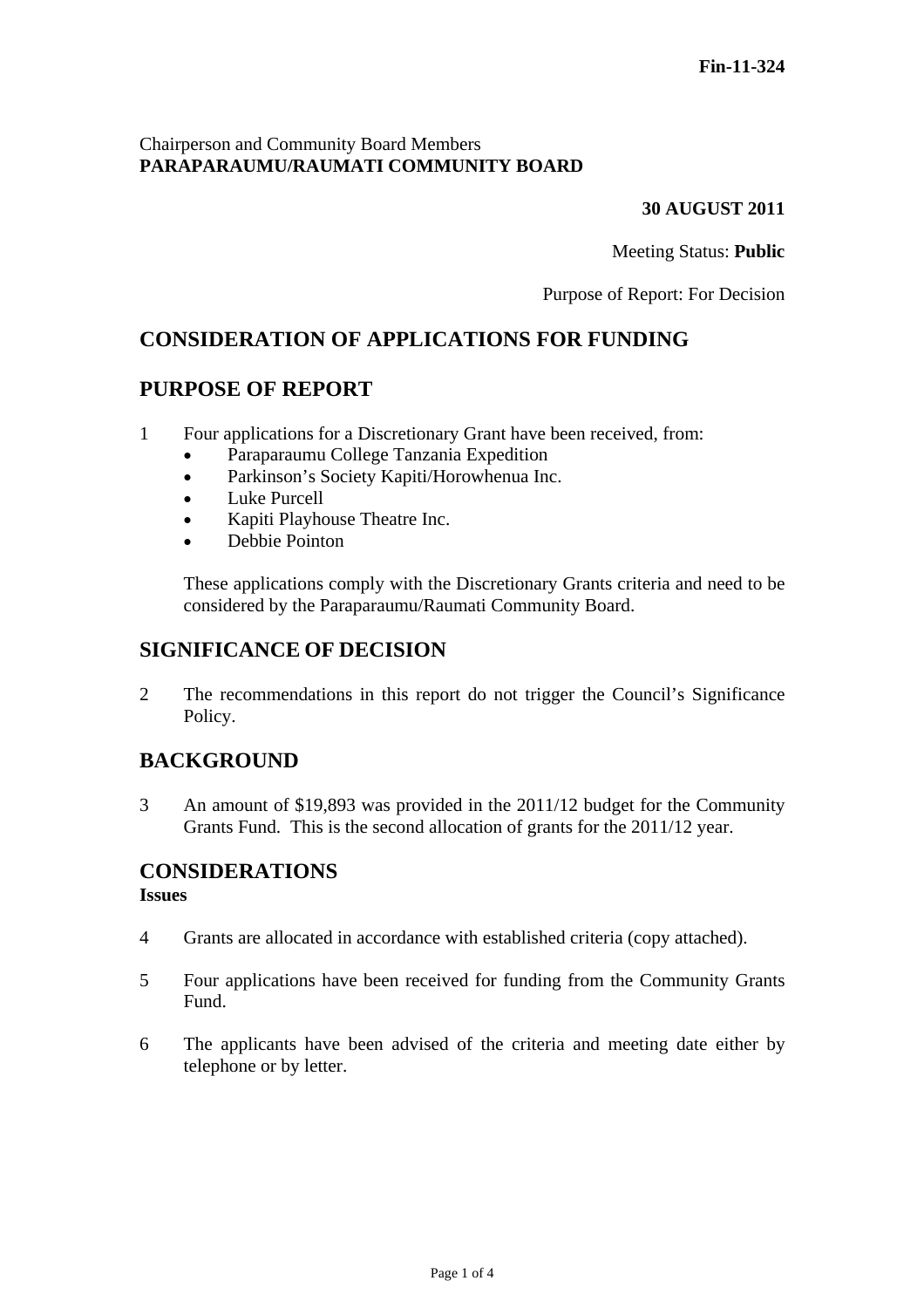**Fin-11-324**

Chairperson and Community Board Members
**PARAPARAUMU/RAUMATI COMMUNITY BOARD**

**30 AUGUST 2011**

Meeting Status: **Public**

Purpose of Report: For Decision

## CONSIDERATION OF APPLICATIONS FOR FUNDING

## PURPOSE OF REPORT

1 Four applications for a Discretionary Grant have been received, from:
- Paraparaumu College Tanzania Expedition
- Parkinson's Society Kapiti/Horowhenua Inc.
- Luke Purcell
- Kapiti Playhouse Theatre Inc.
- Debbie Pointon

These applications comply with the Discretionary Grants criteria and need to be considered by the Paraparaumu/Raumati Community Board.

## SIGNIFICANCE OF DECISION

2 The recommendations in this report do not trigger the Council's Significance Policy.

## BACKGROUND

3 An amount of $19,893 was provided in the 2011/12 budget for the Community Grants Fund. This is the second allocation of grants for the 2011/12 year.

## CONSIDERATIONS

**Issues**

4 Grants are allocated in accordance with established criteria (copy attached).

5 Four applications have been received for funding from the Community Grants Fund.

6 The applicants have been advised of the criteria and meeting date either by telephone or by letter.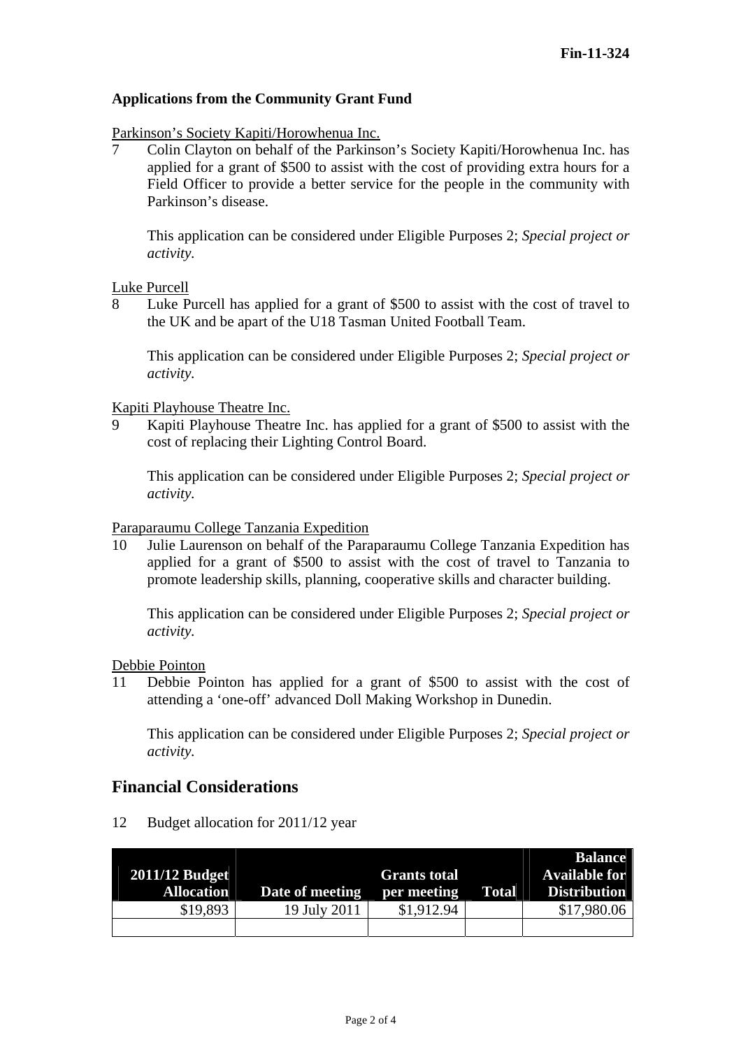Fin-11-324

**Applications from the Community Grant Fund**

Parkinson's Society Kapiti/Horowhenua Inc.

7 Colin Clayton on behalf of the Parkinson's Society Kapiti/Horowhenua Inc. has applied for a grant of $500 to assist with the cost of providing extra hours for a Field Officer to provide a better service for the people in the community with Parkinson's disease.

This application can be considered under Eligible Purposes 2; *Special project or activity.*

Luke Purcell

8 Luke Purcell has applied for a grant of $500 to assist with the cost of travel to the UK and be apart of the U18 Tasman United Football Team.

This application can be considered under Eligible Purposes 2; *Special project or activity.*

Kapiti Playhouse Theatre Inc.

9 Kapiti Playhouse Theatre Inc. has applied for a grant of $500 to assist with the cost of replacing their Lighting Control Board.

This application can be considered under Eligible Purposes 2; *Special project or activity.*

Paraparaumu College Tanzania Expedition

10 Julie Laurenson on behalf of the Paraparaumu College Tanzania Expedition has applied for a grant of $500 to assist with the cost of travel to Tanzania to promote leadership skills, planning, cooperative skills and character building.

This application can be considered under Eligible Purposes 2; *Special project or activity.*

Debbie Pointon

11 Debbie Pointon has applied for a grant of $500 to assist with the cost of attending a 'one-off' advanced Doll Making Workshop in Dunedin.

This application can be considered under Eligible Purposes 2; *Special project or activity.*

## Financial Considerations

12 Budget allocation for 2011/12 year

| 2011/12 Budget Allocation | Date of meeting | Grants total per meeting | Total | Balance Available for Distribution |
|---|---|---|---|---|
| $19,893 | 19 July 2011 | $1,912.94 | | $17,980.06 |
| | | | | |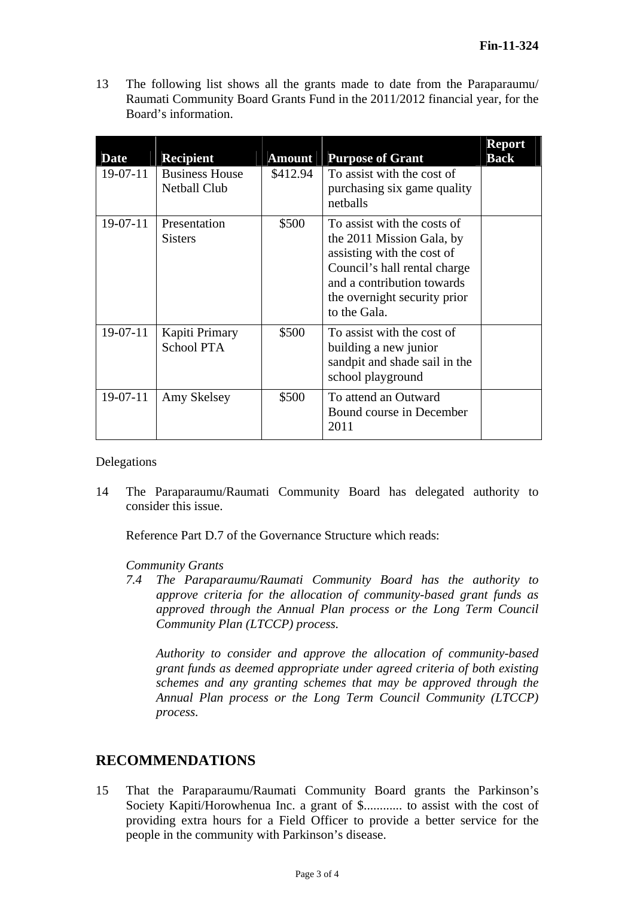13 The following list shows all the grants made to date from the Paraparaumu/ Raumati Community Board Grants Fund in the 2011/2012 financial year, for the Board's information.

| Date | Recipient | Amount | Purpose of Grant | Report Back |
|---|---|---|---|---|
| 19-07-11 | Business House Netball Club | $412.94 | To assist with the cost of purchasing six game quality netballs | |
| 19-07-11 | Presentation Sisters | $500 | To assist with the costs of the 2011 Mission Gala, by assisting with the cost of Council's hall rental charge and a contribution towards the overnight security prior to the Gala. | |
| 19-07-11 | Kapiti Primary School PTA | $500 | To assist with the cost of building a new junior sandpit and shade sail in the school playground | |
| 19-07-11 | Amy Skelsey | $500 | To attend an Outward Bound course in December 2011 | |

Delegations

14 The Paraparaumu/Raumati Community Board has delegated authority to consider this issue.

Reference Part D.7 of the Governance Structure which reads:

*Community Grants*

*7.4 The Paraparaumu/Raumati Community Board has the authority to approve criteria for the allocation of community-based grant funds as approved through the Annual Plan process or the Long Term Council Community Plan (LTCCP) process.*

*Authority to consider and approve the allocation of community-based grant funds as deemed appropriate under agreed criteria of both existing schemes and any granting schemes that may be approved through the Annual Plan process or the Long Term Council Community (LTCCP) process.*

## RECOMMENDATIONS

15 That the Paraparaumu/Raumati Community Board grants the Parkinson's Society Kapiti/Horowhenua Inc. a grant of $............ to assist with the cost of providing extra hours for a Field Officer to provide a better service for the people in the community with Parkinson's disease.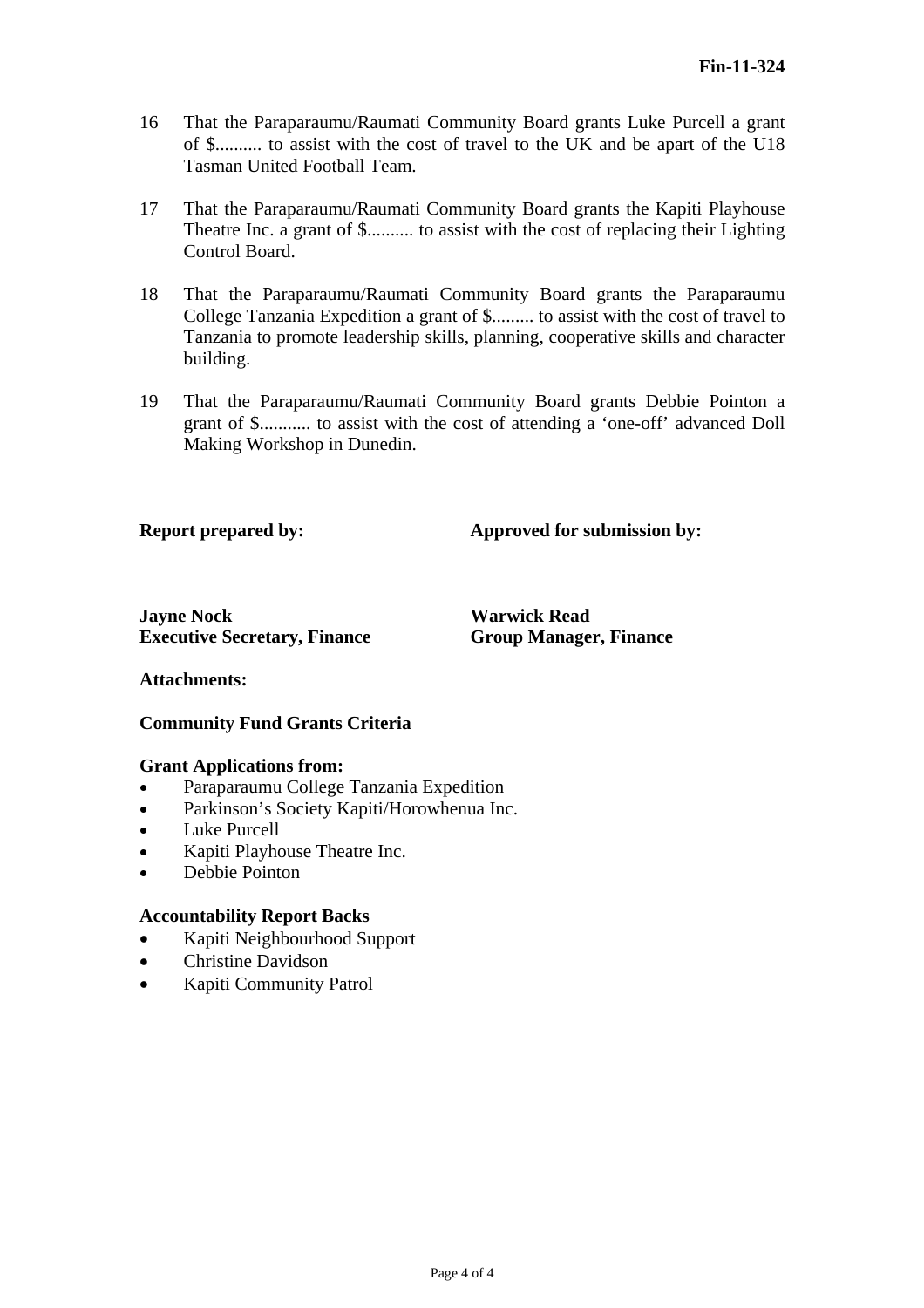16 That the Paraparaumu/Raumati Community Board grants Luke Purcell a grant of $.......... to assist with the cost of travel to the UK and be apart of the U18 Tasman United Football Team.

17 That the Paraparaumu/Raumati Community Board grants the Kapiti Playhouse Theatre Inc. a grant of $.......... to assist with the cost of replacing their Lighting Control Board.

18 That the Paraparaumu/Raumati Community Board grants the Paraparaumu College Tanzania Expedition a grant of $......... to assist with the cost of travel to Tanzania to promote leadership skills, planning, cooperative skills and character building.

19 That the Paraparaumu/Raumati Community Board grants Debbie Pointon a grant of $........... to assist with the cost of attending a 'one-off' advanced Doll Making Workshop in Dunedin.

**Report prepared by:** **Approved for submission by:**

**Jayne Nock**
**Executive Secretary, Finance**

**Warwick Read**
**Group Manager, Finance**

**Attachments:**

**Community Fund Grants Criteria**

**Grant Applications from:**

- Paraparaumu College Tanzania Expedition
- Parkinson's Society Kapiti/Horowhenua Inc.
- Luke Purcell
- Kapiti Playhouse Theatre Inc.
- Debbie Pointon

**Accountability Report Backs**

- Kapiti Neighbourhood Support
- Christine Davidson
- Kapiti Community Patrol